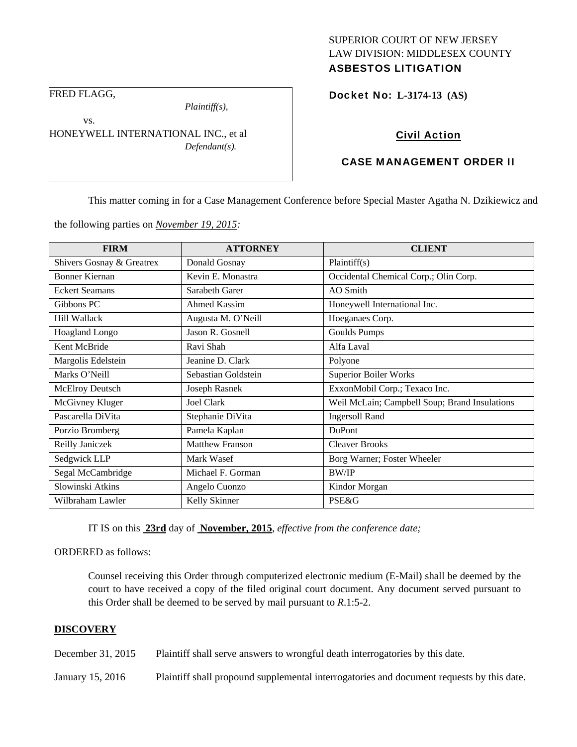SUPERIOR COURT OF NEW JERSEY
LAW DIVISION: MIDDLESEX COUNTY
**ASBESTOS LITIGATION**

FRED FLAGG,
*Plaintiff(s),*
vs.
HONEYWELL INTERNATIONAL INC., et al
*Defendant(s).*

**Docket No: L-3174-13 (AS)**

**Civil Action**

**CASE MANAGEMENT ORDER II**

This matter coming in for a Case Management Conference before Special Master Agatha N. Dzikiewicz and the following parties on *November 19, 2015:*

| FIRM | ATTORNEY | CLIENT |
|---|---|---|
| Shivers Gosnay & Greatrex | Donald Gosnay | Plaintiff(s) |
| Bonner Kiernan | Kevin E. Monastra | Occidental Chemical Corp.; Olin Corp. |
| Eckert Seamans | Sarabeth Garer | AO Smith |
| Gibbons PC | Ahmed Kassim | Honeywell International Inc. |
| Hill Wallack | Augusta M. O'Neill | Hoeganaes Corp. |
| Hoagland Longo | Jason R. Gosnell | Goulds Pumps |
| Kent McBride | Ravi Shah | Alfa Laval |
| Margolis Edelstein | Jeanine D. Clark | Polyone |
| Marks O'Neill | Sebastian Goldstein | Superior Boiler Works |
| McElroy Deutsch | Joseph Rasnek | ExxonMobil Corp.; Texaco Inc. |
| McGivney Kluger | Joel Clark | Weil McLain; Campbell Soup; Brand Insulations |
| Pascarella DiVita | Stephanie DiVita | Ingersoll Rand |
| Porzio Bromberg | Pamela Kaplan | DuPont |
| Reilly Janiczek | Matthew Franson | Cleaver Brooks |
| Sedgwick LLP | Mark Wasef | Borg Warner; Foster Wheeler |
| Segal McCambridge | Michael F. Gorman | BW/IP |
| Slowinski Atkins | Angelo Cuonzo | Kindor Morgan |
| Wilbraham Lawler | Kelly Skinner | PSE&G |

IT IS on this **23rd** day of **November, 2015**, *effective from the conference date;*

ORDERED as follows:

Counsel receiving this Order through computerized electronic medium (E-Mail) shall be deemed by the court to have received a copy of the filed original court document. Any document served pursuant to this Order shall be deemed to be served by mail pursuant to *R*.1:5-2.

**DISCOVERY**

December 31, 2015 Plaintiff shall serve answers to wrongful death interrogatories by this date.

January 15, 2016 Plaintiff shall propound supplemental interrogatories and document requests by this date.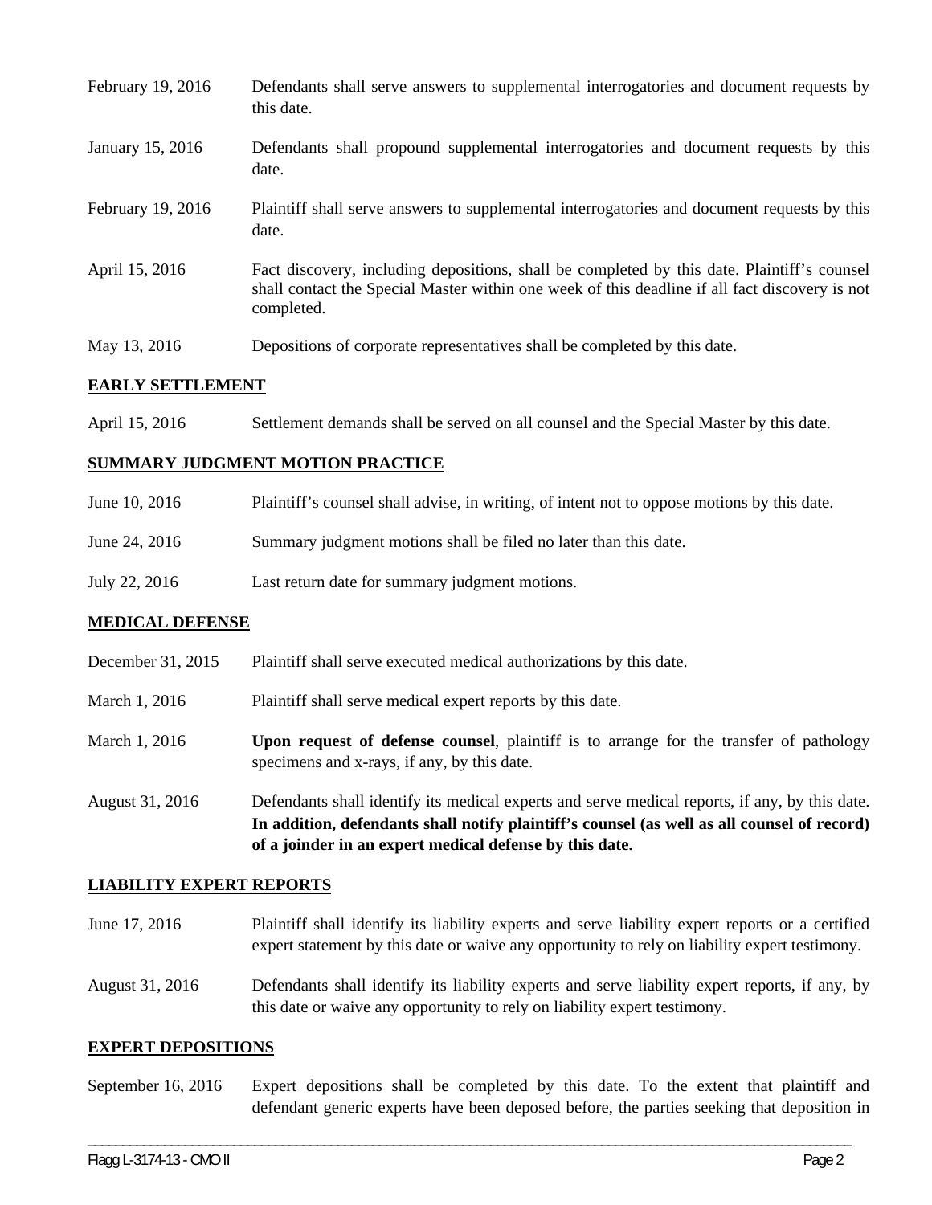| | |
|---|---|
| February 19, 2016 | Defendants shall serve answers to supplemental interrogatories and document requests by this date. |
| January 15, 2016 | Defendants shall propound supplemental interrogatories and document requests by this date. |
| February 19, 2016 | Plaintiff shall serve answers to supplemental interrogatories and document requests by this date. |
| April 15, 2016 | Fact discovery, including depositions, shall be completed by this date. Plaintiff's counsel shall contact the Special Master within one week of this deadline if all fact discovery is not completed. |
| May 13, 2016 | Depositions of corporate representatives shall be completed by this date. |

**EARLY SETTLEMENT**

| | |
|---|---|
| April 15, 2016 | Settlement demands shall be served on all counsel and the Special Master by this date. |

**SUMMARY JUDGMENT MOTION PRACTICE**

| | |
|---|---|
| June 10, 2016 | Plaintiff's counsel shall advise, in writing, of intent not to oppose motions by this date. |
| June 24, 2016 | Summary judgment motions shall be filed no later than this date. |
| July 22, 2016 | Last return date for summary judgment motions. |

**MEDICAL DEFENSE**

| | |
|---|---|
| December 31, 2015 | Plaintiff shall serve executed medical authorizations by this date. |
| March 1, 2016 | Plaintiff shall serve medical expert reports by this date. |
| March 1, 2016 | **Upon request of defense counsel**, plaintiff is to arrange for the transfer of pathology specimens and x-rays, if any, by this date. |
| August 31, 2016 | Defendants shall identify its medical experts and serve medical reports, if any, by this date. **In addition, defendants shall notify plaintiff's counsel (as well as all counsel of record) of a joinder in an expert medical defense by this date.** |

**LIABILITY EXPERT REPORTS**

| | |
|---|---|
| June 17, 2016 | Plaintiff shall identify its liability experts and serve liability expert reports or a certified expert statement by this date or waive any opportunity to rely on liability expert testimony. |
| August 31, 2016 | Defendants shall identify its liability experts and serve liability expert reports, if any, by this date or waive any opportunity to rely on liability expert testimony. |

**EXPERT DEPOSITIONS**

| | |
|---|---|
| September 16, 2016 | Expert depositions shall be completed by this date. To the extent that plaintiff and defendant generic experts have been deposed before, the parties seeking that deposition in |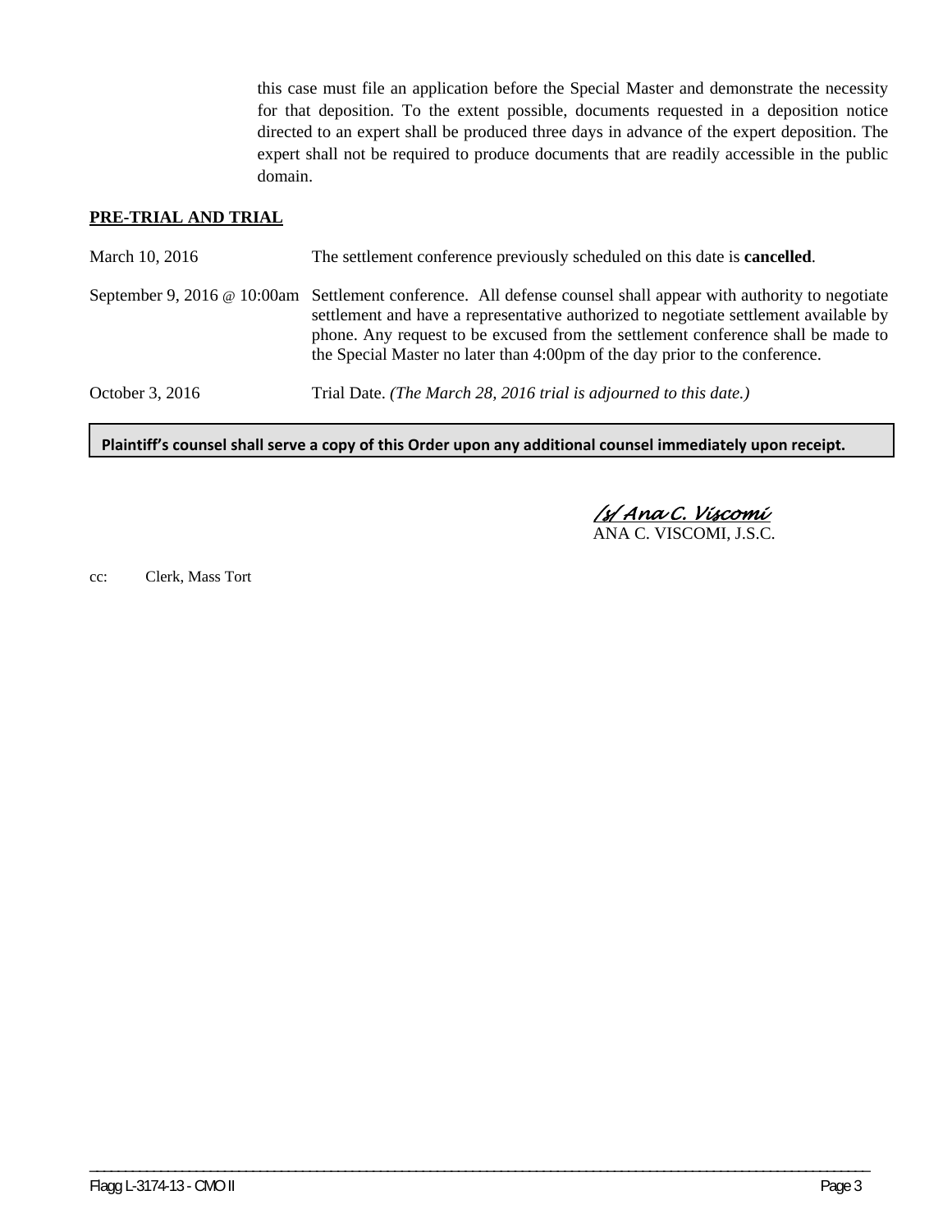this case must file an application before the Special Master and demonstrate the necessity for that deposition. To the extent possible, documents requested in a deposition notice directed to an expert shall be produced three days in advance of the expert deposition. The expert shall not be required to produce documents that are readily accessible in the public domain.

**PRE-TRIAL AND TRIAL**

| | |
|---|---|
| March 10, 2016 | The settlement conference previously scheduled on this date is **cancelled**. |
| September 9, 2016 @ 10:00am | Settlement conference. All defense counsel shall appear with authority to negotiate settlement and have a representative authorized to negotiate settlement available by phone. Any request to be excused from the settlement conference shall be made to the Special Master no later than 4:00pm of the day prior to the conference. |
| October 3, 2016 | Trial Date. *(The March 28, 2016 trial is adjourned to this date.)* |

**Plaintiff's counsel shall serve a copy of this Order upon any additional counsel immediately upon receipt.**

*/s/ Ana C. Viscomi*
ANA C. VISCOMI, J.S.C.

cc: Clerk, Mass Tort